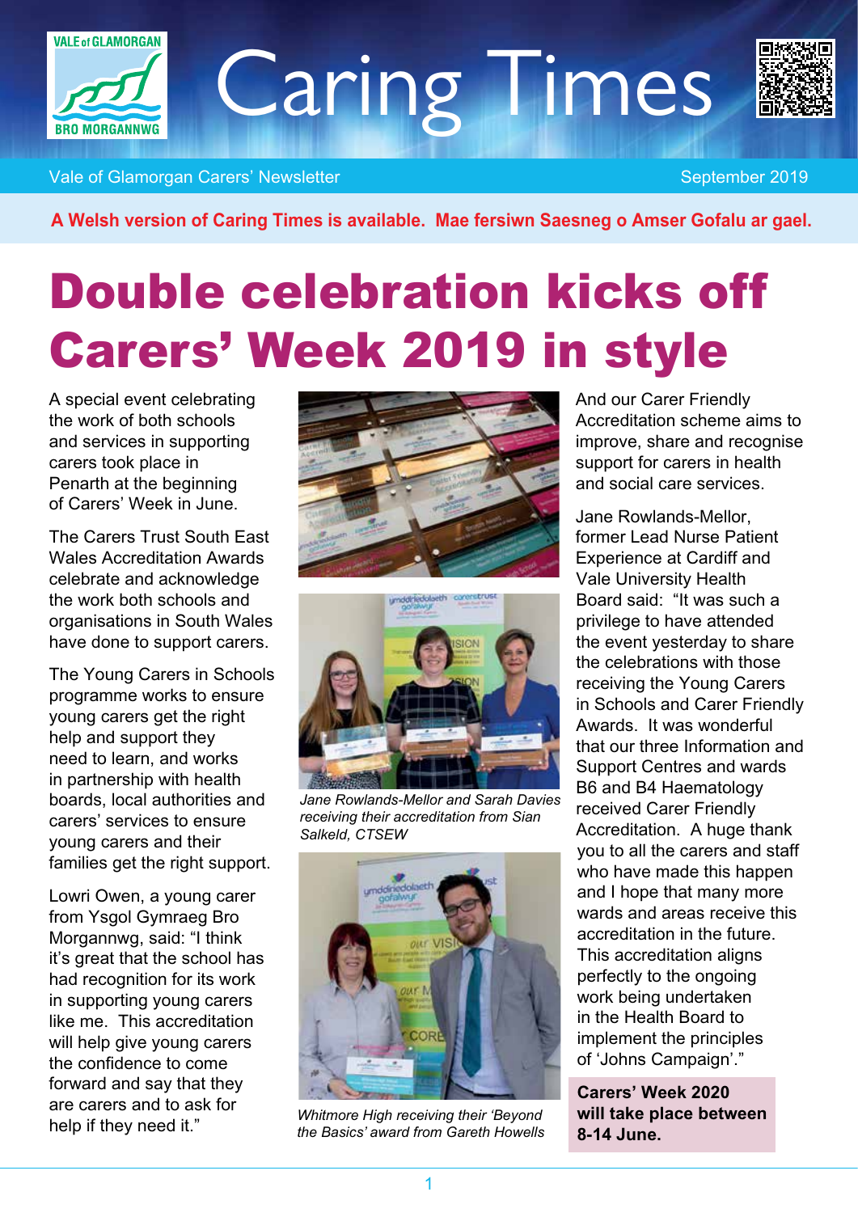# Caring Times

Vale of Glamorgan Carers' Newsletter — September 2019

**A Welsh version of Caring Times is available. Mae fersiwn Saesneg o Amser Gofalu ar gael.**

# Double celebration kicks off Carers' Week 2019 in style

A special event celebrating the work of both schools and services in supporting carers took place in Penarth at the beginning of Carers' Week in June.

The Carers Trust South East Wales Accreditation Awards celebrate and acknowledge the work both schools and organisations in South Wales have done to support carers.

The Young Carers in Schools programme works to ensure young carers get the right help and support they need to learn, and works in partnership with health boards, local authorities and carers' services to ensure young carers and their families get the right support.

Lowri Owen, a young carer from Ysgol Gymraeg Bro Morgannwg, said: "I think it's great that the school has had recognition for its work in supporting young carers like me. This accreditation will help give young carers the confidence to come forward and say that they are carers and to ask for help if they need it."

*Jane Rowlands-Mellor and Sarah Davies receiving their accreditation from Sian Salkeld, CTSEW*

*Whitmore High receiving their 'Beyond the Basics' award from Gareth Howells*

And our Carer Friendly Accreditation scheme aims to improve, share and recognise support for carers in health and social care services.

Jane Rowlands-Mellor, former Lead Nurse Patient Experience at Cardiff and Vale University Health Board said: "It was such a privilege to have attended the event yesterday to share the celebrations with those receiving the Young Carers in Schools and Carer Friendly Awards. It was wonderful that our three Information and Support Centres and wards B6 and B4 Haematology received Carer Friendly Accreditation. A huge thank you to all the carers and staff who have made this happen and I hope that many more wards and areas receive this accreditation in the future. This accreditation aligns perfectly to the ongoing work being undertaken in the Health Board to implement the principles of 'Johns Campaign'."

**Carers' Week 2020 will take place between 8-14 June.**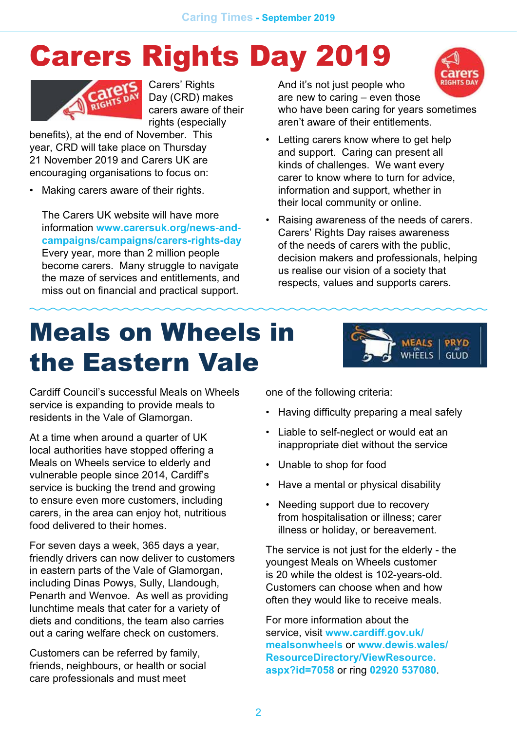# Carers Rights Day 2019

Carers' Rights Day (CRD) makes carers aware of their rights (especially benefits), at the end of November. This year, CRD will take place on Thursday 21 November 2019 and Carers UK are encouraging organisations to focus on:

- Making carers aware of their rights.

  The Carers UK website will have more information **www.carersuk.org/news-and-campaigns/campaigns/carers-rights-day** Every year, more than 2 million people become carers. Many struggle to navigate the maze of services and entitlements, and miss out on financial and practical support. And it's not just people who are new to caring – even those who have been caring for years sometimes aren't aware of their entitlements.

- Letting carers know where to get help and support. Caring can present all kinds of challenges. We want every carer to know where to turn for advice, information and support, whether in their local community or online.

- Raising awareness of the needs of carers. Carers' Rights Day raises awareness of the needs of carers with the public, decision makers and professionals, helping us realise our vision of a society that respects, values and supports carers.

# Meals on Wheels in the Eastern Vale

Cardiff Council's successful Meals on Wheels service is expanding to provide meals to residents in the Vale of Glamorgan.

At a time when around a quarter of UK local authorities have stopped offering a Meals on Wheels service to elderly and vulnerable people since 2014, Cardiff's service is bucking the trend and growing to ensure even more customers, including carers, in the area can enjoy hot, nutritious food delivered to their homes.

For seven days a week, 365 days a year, friendly drivers can now deliver to customers in eastern parts of the Vale of Glamorgan, including Dinas Powys, Sully, Llandough, Penarth and Wenvoe. As well as providing lunchtime meals that cater for a variety of diets and conditions, the team also carries out a caring welfare check on customers.

Customers can be referred by family, friends, neighbours, or health or social care professionals and must meet one of the following criteria:

- Having difficulty preparing a meal safely
- Liable to self-neglect or would eat an inappropriate diet without the service
- Unable to shop for food
- Have a mental or physical disability
- Needing support due to recovery from hospitalisation or illness; carer illness or holiday, or bereavement.

The service is not just for the elderly - the youngest Meals on Wheels customer is 20 while the oldest is 102-years-old. Customers can choose when and how often they would like to receive meals.

For more information about the service, visit **www.cardiff.gov.uk/mealsonwheels** or **www.dewis.wales/ResourceDirectory/ViewResource.aspx?id=7058** or ring **02920 537080**.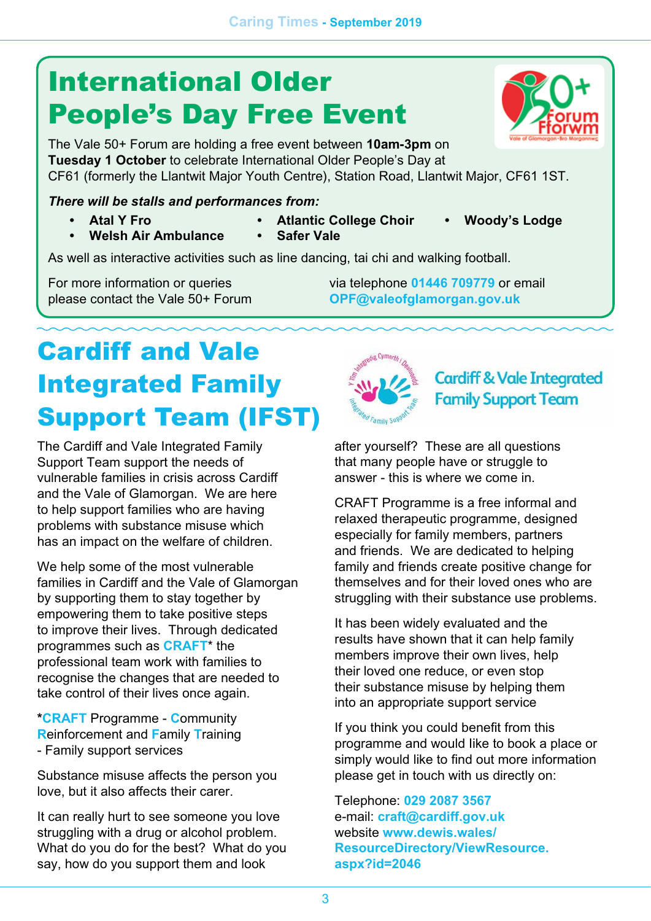# International Older People's Day Free Event

The Vale 50+ Forum are holding a free event between **10am-3pm** on **Tuesday 1 October** to celebrate International Older People's Day at CF61 (formerly the Llantwit Major Youth Centre), Station Road, Llantwit Major, CF61 1ST.

***There will be stalls and performances from:***

- **Atal Y Fro**
- **Welsh Air Ambulance**
- **Atlantic College Choir**
- **Safer Vale**
- **Woody's Lodge**

As well as interactive activities such as line dancing, tai chi and walking football.

For more information or queries please contact the Vale 50+ Forum via telephone **01446 709779** or email **OPF@valeofglamorgan.gov.uk**

# Cardiff and Vale Integrated Family Support Team (IFST)

The Cardiff and Vale Integrated Family Support Team support the needs of vulnerable families in crisis across Cardiff and the Vale of Glamorgan. We are here to help support families who are having problems with substance misuse which has an impact on the welfare of children.

We help some of the most vulnerable families in Cardiff and the Vale of Glamorgan by supporting them to stay together by empowering them to take positive steps to improve their lives. Through dedicated programmes such as CRAFT* the professional team work with families to recognise the changes that are needed to take control of their lives once again.

***CRAFT** Programme - **C**ommunity **R**einforcement and **F**amily **T**raining - Family support services

Substance misuse affects the person you love, but it also affects their carer.

It can really hurt to see someone you love struggling with a drug or alcohol problem. What do you do for the best? What do you say, how do you support them and look after yourself? These are all questions that many people have or struggle to answer - this is where we come in.

CRAFT Programme is a free informal and relaxed therapeutic programme, designed especially for family members, partners and friends. We are dedicated to helping family and friends create positive change for themselves and for their loved ones who are struggling with their substance use problems.

It has been widely evaluated and the results have shown that it can help family members improve their own lives, help their loved one reduce, or even stop their substance misuse by helping them into an appropriate support service

If you think you could benefit from this programme and would like to book a place or simply would like to find out more information please get in touch with us directly on:

Telephone: **029 2087 3567**
e-mail: **craft@cardiff.gov.uk**
website **www.dewis.wales/ResourceDirectory/ViewResource.aspx?id=2046**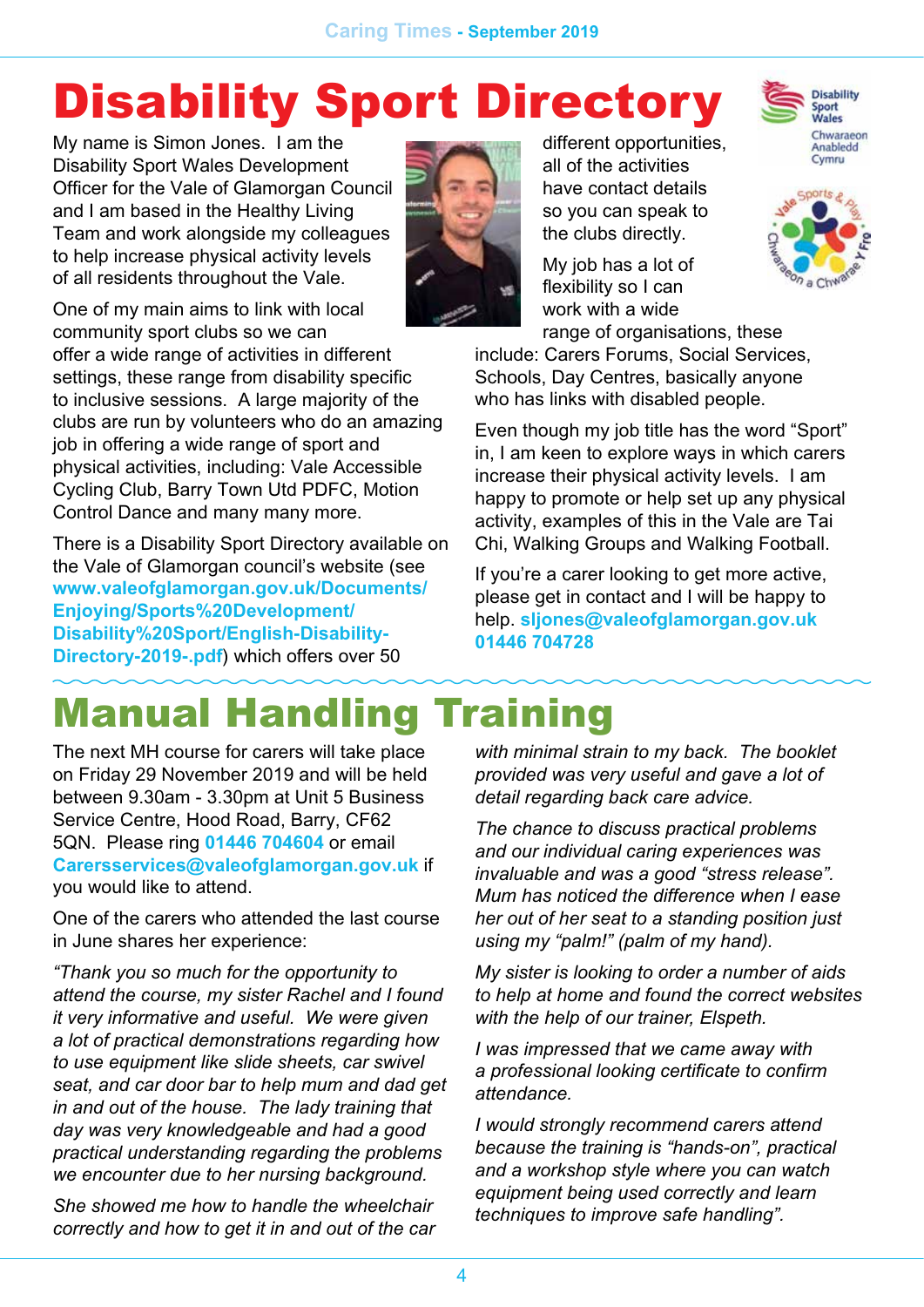# Disability Sport Directory

My name is Simon Jones. I am the Disability Sport Wales Development Officer for the Vale of Glamorgan Council and I am based in the Healthy Living Team and work alongside my colleagues to help increase physical activity levels of all residents throughout the Vale.

One of my main aims to link with local community sport clubs so we can offer a wide range of activities in different settings, these range from disability specific to inclusive sessions. A large majority of the clubs are run by volunteers who do an amazing job in offering a wide range of sport and physical activities, including: Vale Accessible Cycling Club, Barry Town Utd PDFC, Motion Control Dance and many many more.

There is a Disability Sport Directory available on the Vale of Glamorgan council's website (see **www.valeofglamorgan.gov.uk/Documents/Enjoying/Sports%20Development/Disability%20Sport/English-Disability-Directory-2019-.pdf**) which offers over 50 different opportunities, all of the activities have contact details so you can speak to the clubs directly.

My job has a lot of flexibility so I can work with a wide range of organisations, these include: Carers Forums, Social Services, Schools, Day Centres, basically anyone who has links with disabled people.

Even though my job title has the word "Sport" in, I am keen to explore ways in which carers increase their physical activity levels. I am happy to promote or help set up any physical activity, examples of this in the Vale are Tai Chi, Walking Groups and Walking Football.

If you're a carer looking to get more active, please get in contact and I will be happy to help. **sljones@valeofglamorgan.gov.uk 01446 704728**

# Manual Handling Training

The next MH course for carers will take place on Friday 29 November 2019 and will be held between 9.30am - 3.30pm at Unit 5 Business Service Centre, Hood Road, Barry, CF62 5QN. Please ring **01446 704604** or email **Carersservices@valeofglamorgan.gov.uk** if you would like to attend.

One of the carers who attended the last course in June shares her experience:

*"Thank you so much for the opportunity to attend the course, my sister Rachel and I found it very informative and useful. We were given a lot of practical demonstrations regarding how to use equipment like slide sheets, car swivel seat, and car door bar to help mum and dad get in and out of the house. The lady training that day was very knowledgeable and had a good practical understanding regarding the problems we encounter due to her nursing background.*

*She showed me how to handle the wheelchair correctly and how to get it in and out of the car with minimal strain to my back. The booklet provided was very useful and gave a lot of detail regarding back care advice.*

*The chance to discuss practical problems and our individual caring experiences was invaluable and was a good "stress release". Mum has noticed the difference when I ease her out of her seat to a standing position just using my "palm!" (palm of my hand).*

*My sister is looking to order a number of aids to help at home and found the correct websites with the help of our trainer, Elspeth.*

*I was impressed that we came away with a professional looking certificate to confirm attendance.*

*I would strongly recommend carers attend because the training is "hands-on", practical and a workshop style where you can watch equipment being used correctly and learn techniques to improve safe handling".*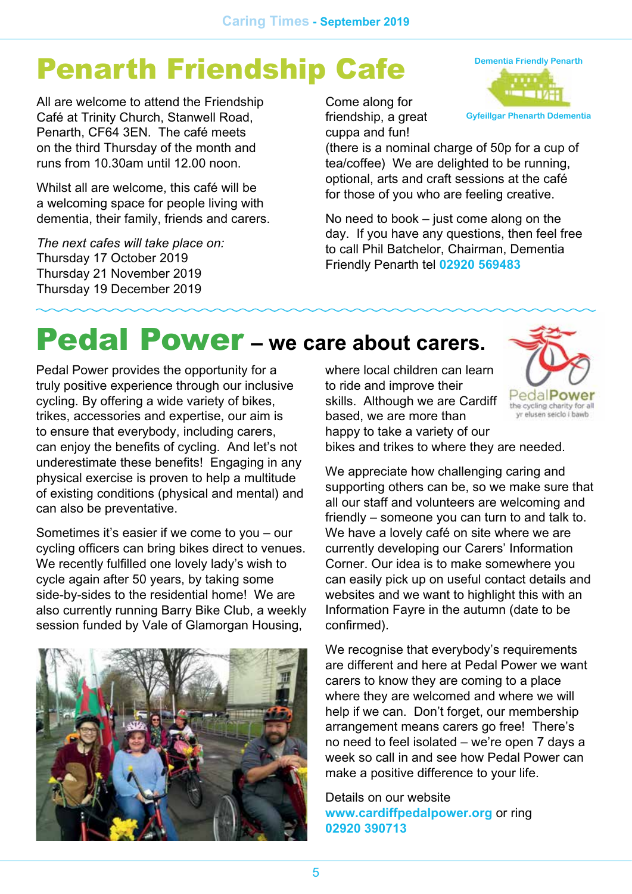# Penarth Friendship Cafe

Dementia Friendly Penarth

Gyfeillgar Phenarth Ddementia

All are welcome to attend the Friendship Café at Trinity Church, Stanwell Road, Penarth, CF64 3EN. The café meets on the third Thursday of the month and runs from 10.30am until 12.00 noon.

Whilst all are welcome, this café will be a welcoming space for people living with dementia, their family, friends and carers.

*The next cafes will take place on:*
Thursday 17 October 2019
Thursday 21 November 2019
Thursday 19 December 2019

Come along for friendship, a great cuppa and fun! (there is a nominal charge of 50p for a cup of tea/coffee) We are delighted to be running, optional, arts and craft sessions at the café for those of you who are feeling creative.

No need to book – just come along on the day. If you have any questions, then feel free to call Phil Batchelor, Chairman, Dementia Friendly Penarth tel **02920 569483**

# Pedal Power – we care about carers.

PedalPower the cycling charity for all yr elusen seiclo i bawb

Pedal Power provides the opportunity for a truly positive experience through our inclusive cycling. By offering a wide variety of bikes, trikes, accessories and expertise, our aim is to ensure that everybody, including carers, can enjoy the benefits of cycling. And let's not underestimate these benefits! Engaging in any physical exercise is proven to help a multitude of existing conditions (physical and mental) and can also be preventative.

Sometimes it's easier if we come to you – our cycling officers can bring bikes direct to venues. We recently fulfilled one lovely lady's wish to cycle again after 50 years, by taking some side-by-sides to the residential home! We are also currently running Barry Bike Club, a weekly session funded by Vale of Glamorgan Housing, where local children can learn to ride and improve their skills. Although we are Cardiff based, we are more than happy to take a variety of our bikes and trikes to where they are needed.

We appreciate how challenging caring and supporting others can be, so we make sure that all our staff and volunteers are welcoming and friendly – someone you can turn to and talk to. We have a lovely café on site where we are currently developing our Carers' Information Corner. Our idea is to make somewhere you can easily pick up on useful contact details and websites and we want to highlight this with an Information Fayre in the autumn (date to be confirmed).

We recognise that everybody's requirements are different and here at Pedal Power we want carers to know they are coming to a place where they are welcomed and where we will help if we can. Don't forget, our membership arrangement means carers go free! There's no need to feel isolated – we're open 7 days a week so call in and see how Pedal Power can make a positive difference to your life.

Details on our website **www.cardiffpedalpower.org** or ring **02920 390713**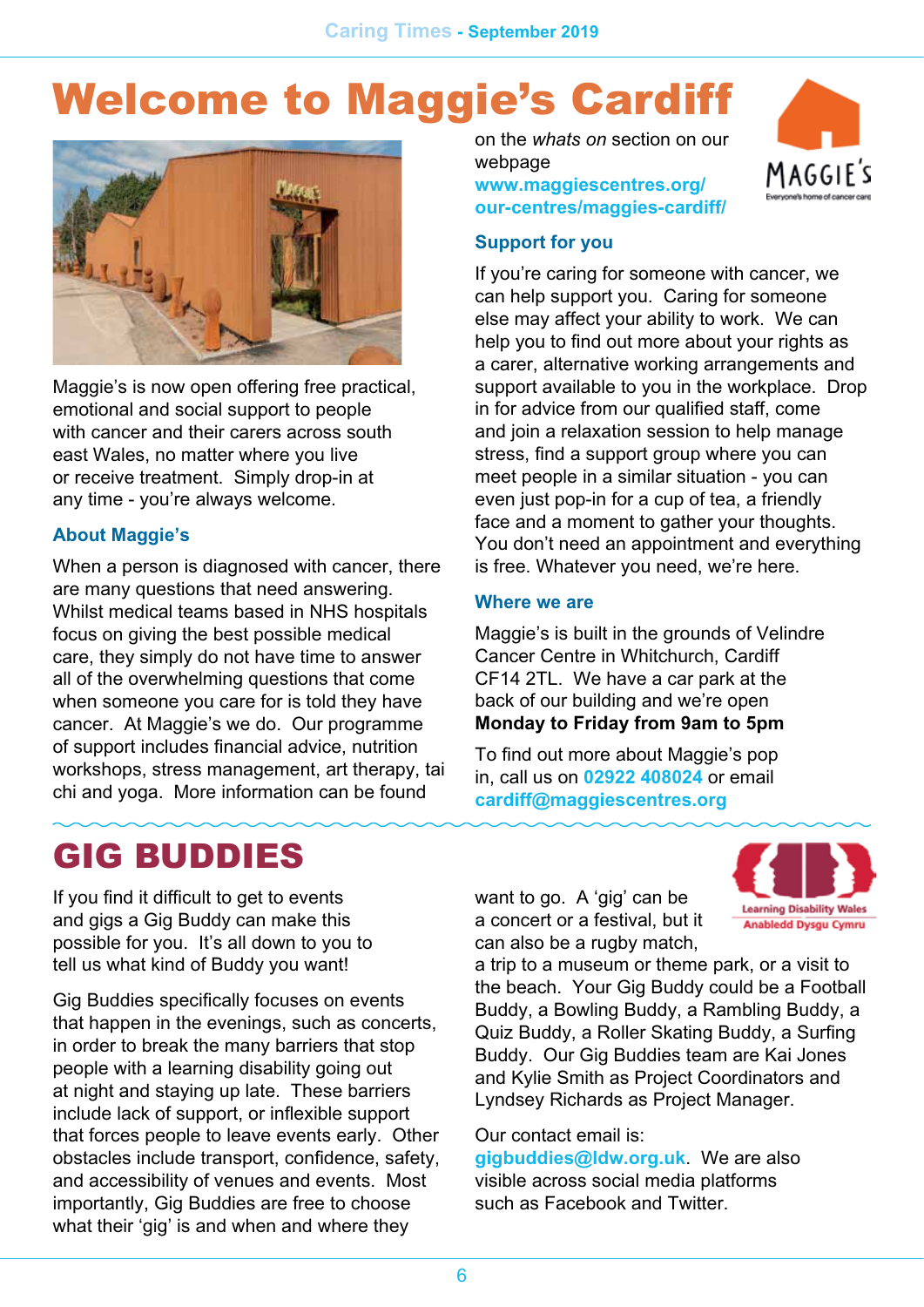# Welcome to Maggie's Cardiff

Maggie's is now open offering free practical, emotional and social support to people with cancer and their carers across south east Wales, no matter where you live or receive treatment. Simply drop-in at any time - you're always welcome.

### About Maggie's

When a person is diagnosed with cancer, there are many questions that need answering. Whilst medical teams based in NHS hospitals focus on giving the best possible medical care, they simply do not have time to answer all of the overwhelming questions that come when someone you care for is told they have cancer. At Maggie's we do. Our programme of support includes financial advice, nutrition workshops, stress management, art therapy, tai chi and yoga. More information can be found on the *whats on* section on our webpage **www.maggiescentres.org/our-centres/maggies-cardiff/**

### Support for you

If you're caring for someone with cancer, we can help support you. Caring for someone else may affect your ability to work. We can help you to find out more about your rights as a carer, alternative working arrangements and support available to you in the workplace. Drop in for advice from our qualified staff, come and join a relaxation session to help manage stress, find a support group where you can meet people in a similar situation - you can even just pop-in for a cup of tea, a friendly face and a moment to gather your thoughts. You don't need an appointment and everything is free. Whatever you need, we're here.

### Where we are

Maggie's is built in the grounds of Velindre Cancer Centre in Whitchurch, Cardiff CF14 2TL. We have a car park at the back of our building and we're open **Monday to Friday from 9am to 5pm**

To find out more about Maggie's pop in, call us on **02922 408024** or email **cardiff@maggiescentres.org**

# GIG BUDDIES

If you find it difficult to get to events and gigs a Gig Buddy can make this possible for you. It's all down to you to tell us what kind of Buddy you want!

Gig Buddies specifically focuses on events that happen in the evenings, such as concerts, in order to break the many barriers that stop people with a learning disability going out at night and staying up late. These barriers include lack of support, or inflexible support that forces people to leave events early. Other obstacles include transport, confidence, safety, and accessibility of venues and events. Most importantly, Gig Buddies are free to choose what their 'gig' is and when and where they want to go. A 'gig' can be a concert or a festival, but it can also be a rugby match, a trip to a museum or theme park, or a visit to the beach. Your Gig Buddy could be a Football Buddy, a Bowling Buddy, a Rambling Buddy, a Quiz Buddy, a Roller Skating Buddy, a Surfing Buddy. Our Gig Buddies team are Kai Jones and Kylie Smith as Project Coordinators and Lyndsey Richards as Project Manager.

Our contact email is: **gigbuddies@ldw.org.uk**. We are also visible across social media platforms such as Facebook and Twitter.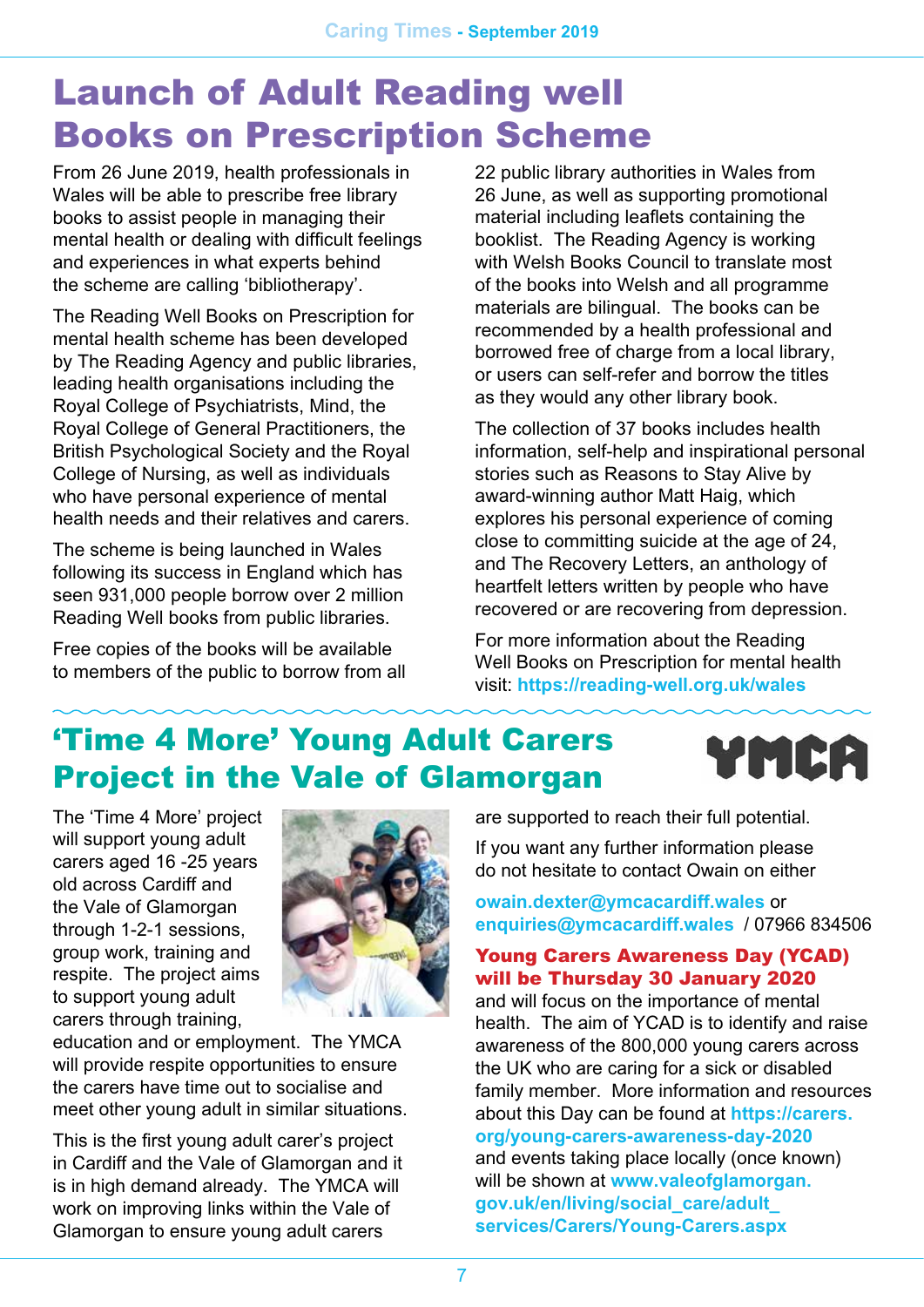# Launch of Adult Reading well Books on Prescription Scheme

From 26 June 2019, health professionals in Wales will be able to prescribe free library books to assist people in managing their mental health or dealing with difficult feelings and experiences in what experts behind the scheme are calling 'bibliotherapy'.

The Reading Well Books on Prescription for mental health scheme has been developed by The Reading Agency and public libraries, leading health organisations including the Royal College of Psychiatrists, Mind, the Royal College of General Practitioners, the British Psychological Society and the Royal College of Nursing, as well as individuals who have personal experience of mental health needs and their relatives and carers.

The scheme is being launched in Wales following its success in England which has seen 931,000 people borrow over 2 million Reading Well books from public libraries.

Free copies of the books will be available to members of the public to borrow from all 22 public library authorities in Wales from 26 June, as well as supporting promotional material including leaflets containing the booklist. The Reading Agency is working with Welsh Books Council to translate most of the books into Welsh and all programme materials are bilingual. The books can be recommended by a health professional and borrowed free of charge from a local library, or users can self-refer and borrow the titles as they would any other library book.

The collection of 37 books includes health information, self-help and inspirational personal stories such as Reasons to Stay Alive by award-winning author Matt Haig, which explores his personal experience of coming close to committing suicide at the age of 24, and The Recovery Letters, an anthology of heartfelt letters written by people who have recovered or are recovering from depression.

For more information about the Reading Well Books on Prescription for mental health visit: **https://reading-well.org.uk/wales**

# 'Time 4 More' Young Adult Carers Project in the Vale of Glamorgan

YMCA

The 'Time 4 More' project will support young adult carers aged 16 -25 years old across Cardiff and the Vale of Glamorgan through 1-2-1 sessions, group work, training and respite. The project aims to support young adult carers through training, education and or employment. The YMCA will provide respite opportunities to ensure the carers have time out to socialise and meet other young adult in similar situations.

This is the first young adult carer's project in Cardiff and the Vale of Glamorgan and it is in high demand already. The YMCA will work on improving links within the Vale of Glamorgan to ensure young adult carers are supported to reach their full potential.

If you want any further information please do not hesitate to contact Owain on either

**owain.dexter@ymcacardiff.wales** or **enquiries@ymcacardiff.wales** / 07966 834506

**Young Carers Awareness Day (YCAD) will be Thursday 30 January 2020** and will focus on the importance of mental health. The aim of YCAD is to identify and raise awareness of the 800,000 young carers across the UK who are caring for a sick or disabled family member. More information and resources about this Day can be found at **https://carers.org/young-carers-awareness-day-2020** and events taking place locally (once known) will be shown at **www.valeofglamorgan.gov.uk/en/living/social_care/adult_services/Carers/Young-Carers.aspx**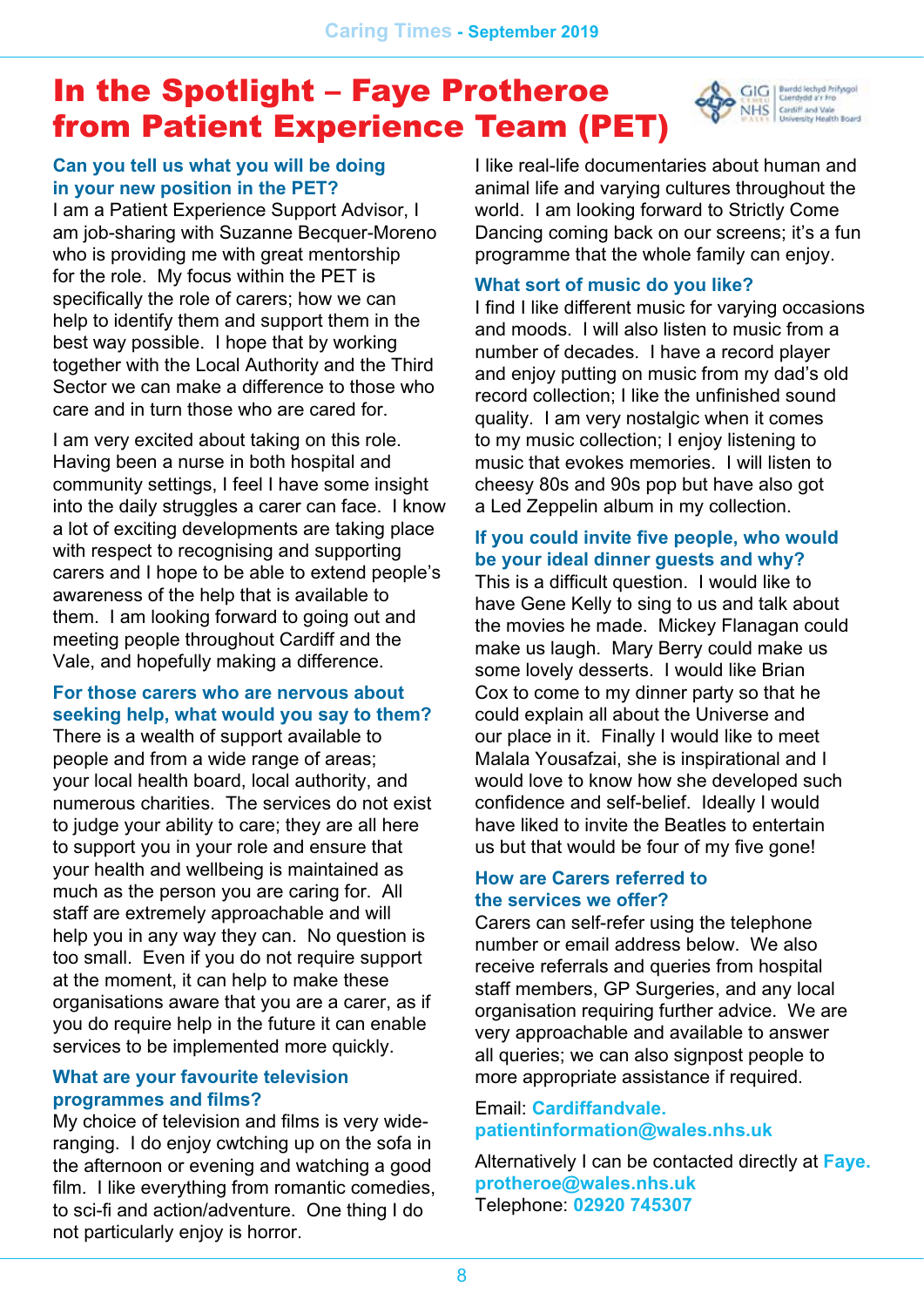# In the Spotlight – Faye Protheroe from Patient Experience Team (PET)

### Can you tell us what you will be doing in your new position in the PET?

I am a Patient Experience Support Advisor, I am job-sharing with Suzanne Becquer-Moreno who is providing me with great mentorship for the role. My focus within the PET is specifically the role of carers; how we can help to identify them and support them in the best way possible. I hope that by working together with the Local Authority and the Third Sector we can make a difference to those who care and in turn those who are cared for.

I am very excited about taking on this role. Having been a nurse in both hospital and community settings, I feel I have some insight into the daily struggles a carer can face. I know a lot of exciting developments are taking place with respect to recognising and supporting carers and I hope to be able to extend people's awareness of the help that is available to them. I am looking forward to going out and meeting people throughout Cardiff and the Vale, and hopefully making a difference.

### For those carers who are nervous about seeking help, what would you say to them?

There is a wealth of support available to people and from a wide range of areas; your local health board, local authority, and numerous charities. The services do not exist to judge your ability to care; they are all here to support you in your role and ensure that your health and wellbeing is maintained as much as the person you are caring for. All staff are extremely approachable and will help you in any way they can. No question is too small. Even if you do not require support at the moment, it can help to make these organisations aware that you are a carer, as if you do require help in the future it can enable services to be implemented more quickly.

### What are your favourite television programmes and films?

My choice of television and films is very wide-ranging. I do enjoy cwtching up on the sofa in the afternoon or evening and watching a good film. I like everything from romantic comedies, to sci-fi and action/adventure. One thing I do not particularly enjoy is horror.

I like real-life documentaries about human and animal life and varying cultures throughout the world. I am looking forward to Strictly Come Dancing coming back on our screens; it's a fun programme that the whole family can enjoy.

### What sort of music do you like?

I find I like different music for varying occasions and moods. I will also listen to music from a number of decades. I have a record player and enjoy putting on music from my dad's old record collection; I like the unfinished sound quality. I am very nostalgic when it comes to my music collection; I enjoy listening to music that evokes memories. I will listen to cheesy 80s and 90s pop but have also got a Led Zeppelin album in my collection.

### If you could invite five people, who would be your ideal dinner guests and why?

This is a difficult question. I would like to have Gene Kelly to sing to us and talk about the movies he made. Mickey Flanagan could make us laugh. Mary Berry could make us some lovely desserts. I would like Brian Cox to come to my dinner party so that he could explain all about the Universe and our place in it. Finally I would like to meet Malala Yousafzai, she is inspirational and I would love to know how she developed such confidence and self-belief. Ideally I would have liked to invite the Beatles to entertain us but that would be four of my five gone!

### How are Carers referred to the services we offer?

Carers can self-refer using the telephone number or email address below. We also receive referrals and queries from hospital staff members, GP Surgeries, and any local organisation requiring further advice. We are very approachable and available to answer all queries; we can also signpost people to more appropriate assistance if required.

Email: **Cardiffandvale.patientinformation@wales.nhs.uk**

Alternatively I can be contacted directly at **Faye.protheroe@wales.nhs.uk**
Telephone: **02920 745307**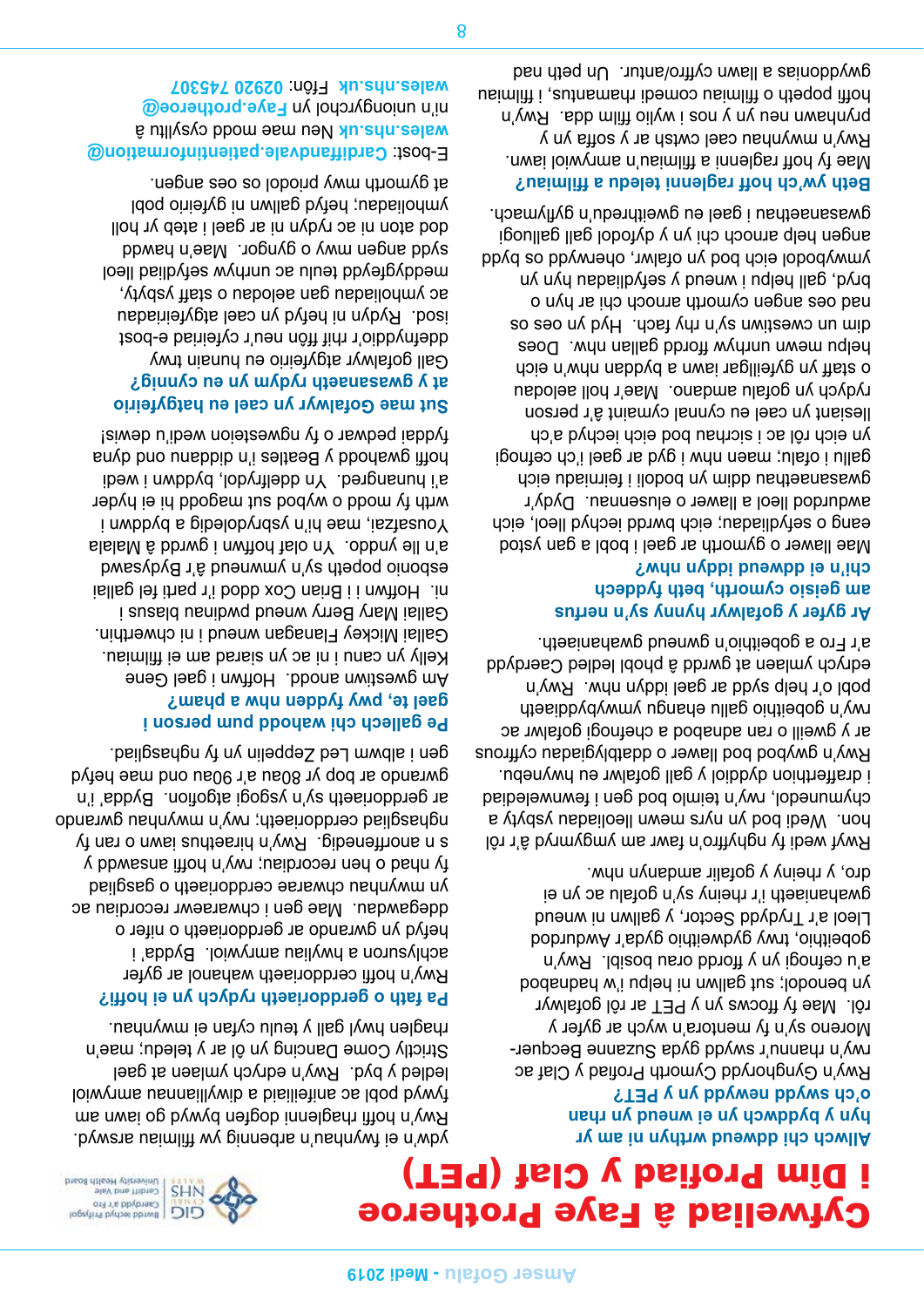# Cyfweliad â Faye Protheroe i Dîm Profiad y Claf (PET)

**Allwch chi ddweud wrthym ni am hyn y byddwch yn ei wneud yn rhan o'ch swydd newydd yn y PET?**

Rwy'n Gynghorydd Cymorth Profiad y Claf ac rwy'n rhannu'r swydd gyda Suzanne Becque-Moreno sy'n fy mentora wrth ymgyfarwyddo â'r rôl. Mae fy ffocws yn y PET ar rôl y gofalwr yn benodol: sut gallwn ni helpu i'w hadnabod a'u cefnogi yn y ffordd orau bosibl. Rwy'n gobeithio, trwy gydweithio gyda'r Awdurdod Lleol a'r Trydydd Sector, y gallwn ni wneud gwahaniaeth i'r rheiny sy'n gofalu ac yn ei dro, y rheiny y gofalir amdanynt nhw.

Rwyf wedi fy nghyffroi'n fawr am ymgymryd â'r rôl hon. Wedi bod yn nyrs mewn lleoliadau ysbyty a chymunedol, rwy'n teimlo bod gen i fewnwelediad i draffithion dyddiol y gall gofalwr eu hwynebu. Rwy'n gwybod bod llawer o ddatblygiadau cyffrous ar y gweill o ran adnabod a chefnogi gofalwr ac rwy'n gobeithio gallu ehangu ymwybyddiaeth pobl o'r help sydd ar gael iddyn nhw. Rwy'n edrych ymlaen at gwrdd â phobl ledled Caerdydd a'r Fro a gobeithio'n gwneud gwahaniaeth.

**Ar gyfer y gofalwyr hynny sy'n nerfus am geisio cymorth, beth fyddech chi'n ei ddweud wrthyn nhw?**

Mae llawer o gymorth ar gael i bobl a gan ystod eang o sefydliadau: eich bwrdd iechyd lleol, eich awdurdod lleol a llawer o elusennau. Dydy'r gwasanaethau ddim yn bodoli i feirniadu eich gallu i ofalu; maen nhw ar gyfer i'ch cefnogi yn eich rôl ac i sicrhau bod eich iechyd a'ch llesiant yn cael eu cynnal cymaint â'r person rydych yn gofalu amdano. Mae'r holl aelodau o staff yn gyfeillgar iawn a byddan nhw'n eich helpu mewn unrhyw ffordd gallan nhw. Does dim un cwestiwn sy'n rhy fach. Hyd yn oes os nad oes angen cymorth arnoch chi ar hyn o bryd, gall helpu i wneud y sefydliadau hyn yn ymwybodol eich bod yn ofalwr, oherwydd os bydd angen help arnoch chi yn y dyfodol gall galluogi gwasanaethau i gael eu gweithredu'n gyflymach.

**Beth yw'ch hoff raglenni teledu a ffilmiau?**

Mae fy hoff raglenni a ffilmiau'n amrywiol iawn. Rwy'n mwynhau cael cwtsh ar y soffa yn y prynhawn neu yn y nos i wylio ffilm dda. Rwy'n hoffi popeth o ffilmiau comedi rhamantus, i ffilmiau gwyddonias a llawn cyffro/antur. Un peth nad ydw'n ei fwynhau'n arbennig yw ffilmiau arswyd. Rwy'n hoffi rhaglenni dogfen bywyd go iawn am fywyd pobl ac anifeiliaid a diwylliannau amrywiol ledled y byd. Rwy'n edrych ymlaen at gael Strictly Come Dancing yn ôl ar y teledu; mae'n rhaglen bwy gall y teulu cyfan ei mwynhau.

**Pa fath o gerddoriaeth rydych yn ei hoffi?**

Rwy'n hoffi cerddoriaeth wahanol ar gyfer achlysuron a hwyliau amrywiol. Bydda' i hefyd yn gwrando ar gerddoriaeth o nifer o ddegawdau. Mae gen i chwaraewr recordiau ac yn mwynhau chwarae cerddoriaeth o gasgliad fy nhad o hen recordiau; rwy'n hoffi ansawdd y s anorffenedig. Rwy'n hiraethus iawn o ran fy nghasgliad cerddoriaeth; rwy'n mwynhau gwrando ar gerddoriaeth sy'n ysgogi atgofion. Bydda' i'n gwrando ar bop yr 80au a'r 90au ond mae hefyd gen i albwm Led Zeppelin yn fy nghasgliad.

**Pe gallech chi wahodd pum person i gael te, pwy fyddech chi'n eu dewis a pham?**

Am gwestiwn anodd. Hoffwn i gael Gene Kelly yn canu i ni ac yn siarad am ei ffilmiau. Gallai Mickey Flanagan wneud i ni chwerthin. Gallai Mary Berry wneud pwdinau blasus i ni. Hoffwn i Brian Cox ddod i'r parti fel gallai esbonio popeth sy'n ymwneud â'r Bydysawd a'n lle ynddo. Yn olaf hoffwn i gwrdd â Malala Yousafzai, mae hi'n ysbrydoledig a byddwn i wrth fy modd o wybod sut magodd hi ei hyder a'i hunangred. Yn ddelfrydol, byddwn i wedi hoffi gwahodd y Beatles i'n diddanu ond dyna fyddai pedwar o fy ngwesteion wedi'u dewis!

**Sut mae Gofalwyr yn cael eu hatgyfeirio at y gwasanaethau rydym yn eu cynnig?**

Gall gofalwyr atgyfeirio eu hunain trwy ddefnyddio'r rhif ffôn neu'r cyfeiriad e-bost isod. Rydyn ni hefyd yn cael atgyfeiriadau ac ymholiadau gan aelodau o staff yr ysbyty, meddygfeydd teulu ac unrhyw sefydliad lleol sydd angen mwy o gyngor. Mae'n hawdd dod aton ni ac rydyn ni ar gael i ateb yr holl ymholiadau; hefyd gallwn ni gyfeirio pobl at gymorth mwy priodol os oes angen.

E-bost: **Cardiffandvale.patientinformation@wales.nhs.uk** Neu mae modd cysylltu â ni'n uniongyrchol yn **Faye.protheroe@wales.nhs.uk** Ffôn: **02920 745307**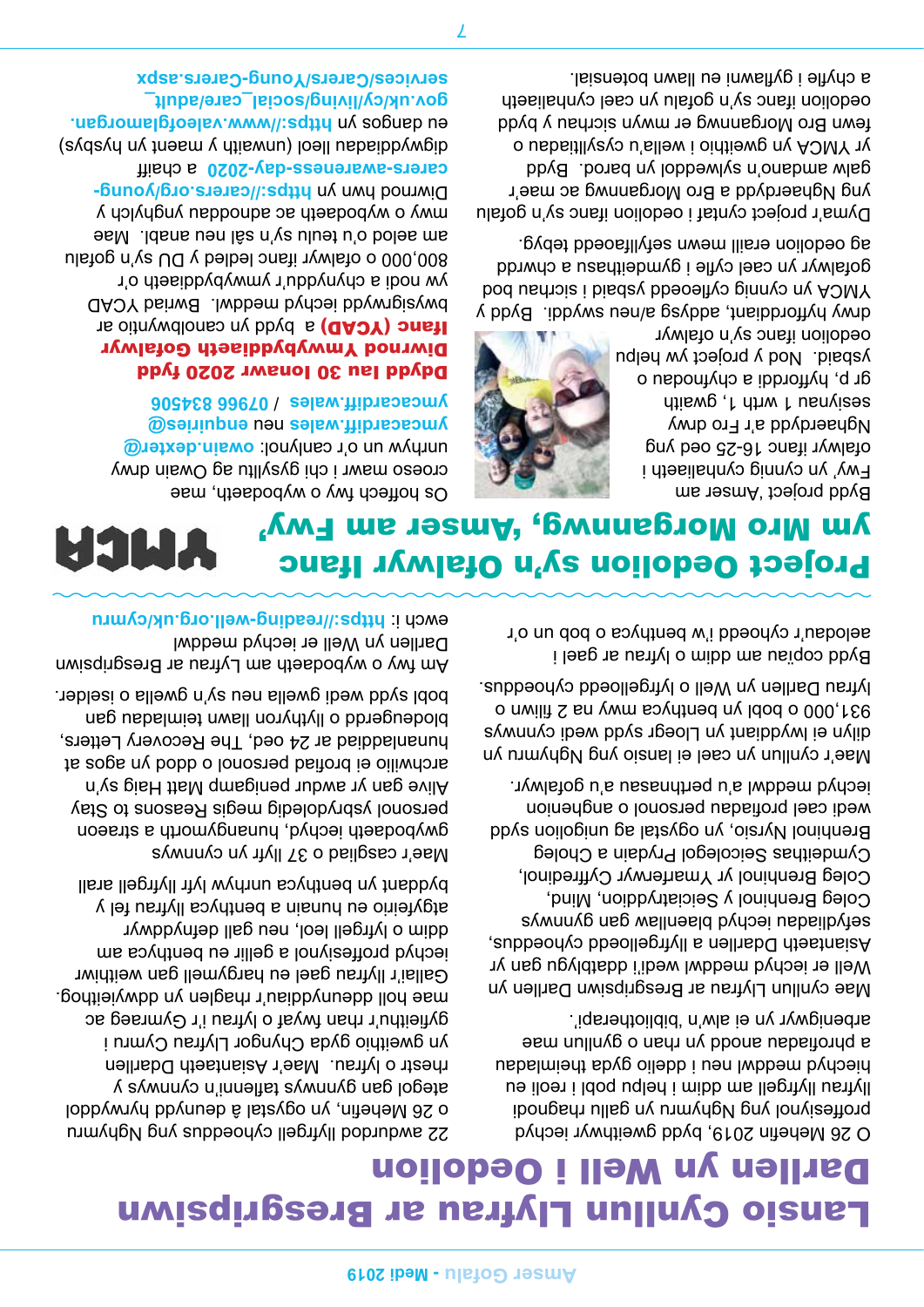# Lansio Cynllun Llyfrau ar Bresgripsiwn Darllen yn Well i Oedolion

O 26 Mehefin 2019, bydd gweithwyr iechyd proffesiynol yng Nghymru yn gallu rhagnodi llyfrau llyfrgell am ddim i helpu pobl i reoli eu hiechyd meddwl neu i ddelio gyda theimladau a phrofiadau anodd yn rhan o gynllun mae arbenigwyr yn ei alw'n 'bibliotherapi'.

Mae cynllun Llyfrau ar Bresgripsiwn Darllen yn Well er iechyd meddwl wedi'i ddatblygu gan yr Asiantaeth Darllen a llyfrgelloedd cyhoeddus, sefydliadau iechyd blaenllaw gan gynnwys Coleg Brenhinol y Seiciatryddion, Mind, Coleg Brenhinol yr Ymarferwyr Cyffredinol, Cymdeithas Seicolegol Prydain a Choleg Brenhinol Nyrsio, yn ogystal ag unigolion sydd wedi cael profiadau personol o anghenion iechyd meddwl a'u perthnasau a'u gofalwyr.

Mae'r cynllun yn cael ei lansio yng Nghymru yn dilyn ei lwyddiant yn Lloegr sydd wedi cynnwys 931,000 o bobl yn benthyca mwy na 2 filiwn o lyfrau Darllen yn Well o lyfrgelloedd cyhoeddus.

Bydd copïau am ddim o lyfrau ar gael i aelodau'r cyhoedd i'w benthyca gan bob un o'r 22 awdurdod llyfrgell cyhoeddus yng Nghymru o 26 Mehefin, yn ogystal â deunydd hyrwyddol ategol gan gynnwys taflenni'n cynnwys y rhestr o lyfrau. Mae'r Asiantaeth Darllen yn gweithio gyda Chyngor Llyfrau Cymru i gyfieithu'r rhan fwyaf o lyfrau i'r Gymraeg ac mae holl ddeunyddiau'r rhaglen yn ddwyieithog. Gallai'r llyfrau gael eu hargymell gan weithiwr iechyd proffesiynol a gellir eu benthyca am ddim o lyfrgell leol, neu gall defnyddwyr atgyfeirio eu hunain a benthyca llyfrau fel y byddant yn benthyca unrhyw lyfr llyfrgell arall.

Mae'r casgliad o 37 llyfr yn cynnwys gwybodaeth iechyd, hunangymorth a straeon personol ysbrydoledig megis Reasons to Stay Alive gan yr awdur poblogaidd Matt Haig sy'n archwilio ei brofiad personol o ddod yn agos at hunanladdiad ar 24 oed, The Recovery Letters, blodeugerdd o lythyrau llawn teimladau gan bobl sydd wedi gwella neu sy'n gwella o iselder.

Am fwy o wybodaeth am Lyfrau ar Bresgripsiwn Darllen yn Well er iechyd meddwl ewch i: **https://reading-well.org.uk/cymru**

# Project Oedolion sy'n Ofalwyr Ifanc ym Mro Morgannwg, 'Amser am Fwy'

Bydd project 'Amser am Fwy' yn cynnig cynhaliaeth i ofalwyr ifanc 16-25 oed yng Nghaerdydd a'r Fro drwy sesiynau 1 wrth 1, gwaith grŵp, hyfforddi a chyfnodau ysbaid. Nod y project yw helpu oedolion ifanc sy'n ofalwyr drwy hyfforddiant, addysg a/neu swyddi. Bydd y YMCA yn cynnig cyfleoedd ysbaid i sicrhau bod gofalwyr yn cael cyfle i gymdeithasu a chwrdd ag oedolion eraill mewn sefyllfaoedd tebyg.

Dyma'r project cyntaf i oedolion ifanc sy'n gofalu yng Nghaerdydd a Bro Morgannwg ac mae'r galw amdano'n sylweddol yn barod. Bydd yr YMCA yn gweithio i wella'u cysylltiadau o fewn Bro Morgannwg er mwyn sicrhau y bydd oedolion ifanc sy'n gofalu yn cael cynhaliaeth a chyfle i gyflawni eu llawn botensial.

Os hoffech fwy o wybodaeth, mae croeso mawr i chi gysylltu ag Owain drwy unrhyw un o'r canlynol: **owain.dexter@ymcacardiff.wales** neu **enquiries@ymcacardiff.wales** / **07966 834506**

**Dydd Iau 30 Ionawr 2020 fydd Diwrnod Ymwybyddiaeth Gofalwyr Ifanc (YCAD)** a bydd yn canolbwyntio ar bwysigrwydd iechyd meddwl. Bwriad YCAD yw codi a chynyddu'r ymwybyddiaeth o'r 800,000 o ofalwyr ifanc ledled y DU sy'n gofalu am aelod o'u teulu sy'n sâl neu anabl. Mae mwy o wybodaeth ac adnoddau ynghylch y Diwrnod hwn yn **https://carers.org/young-carers-awareness-day-2020** a chaiff digwyddiadau lleol (unwaith y maent yn hysbys) eu dangos yn **https://www.valeofglamorgan.gov.uk/cy/living/social_care/adult_services/Carers/Young-Carers.aspx**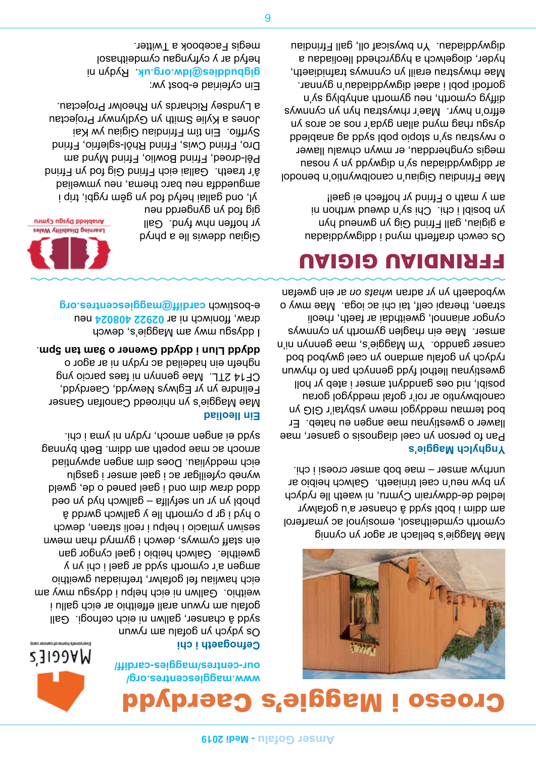# Croeso i Maggie's Caerdydd

Mae Maggie's bellach ar agor yn cynnig cymorth cymdeithasol, emosiynol ac ymarferol am ddim i bobl sydd â chanser a'u gofalwyr ledled de-ddwyrain Cymru, ni waeth lle rydych yn byw neu'n cael eich triniaeth. Galwch heibio ar unrhyw amser – mae bob amser croeso i chi.

**Ynghylch Maggie's**

Pan fo person yn cael diagnosis o ganser, mae llawer o gwestiynau mae angen eu hateb. Er bod termau meddygol mewn ysbytai'r GIG yn canolbwyntio ar roi'r gofal meddygol gorau posibl, nid oes ganddynt amser i ateb yr holl gwestiynau llethol fydd gennych pan fo rhywun rydych yn gofalu amdano yn cael gwybod bod canser ganddo. Ym Maggie's, mae gennym ni'n amser. Mae ein rhaglen gymorth yn cynnwys cyngor ariannol, gweithdai ar faeth, rheoli straen, therapi celf, tai chi ac ioga. Mae mwy o wybodaeth yn yr adran *whats on* ar ein gwefan

**Cefnogaeth i chi**

Os ydych yn gofalu am rywun sydd â chanser, gallwn ni eich cefnogi. Gall gofalu am rywun arall effeithio ar eich gallu i weithio. Gallwn ni eich helpu i ddysgu mwy am eich hawliau fel gofalwr, trefniadau gweithio amgen a'r cymorth sydd ar gael i chi yn y gweithle. Galwch heibio i gael cyngor gan ein staff cymwys, dewch i gymryd rhan mewn sesiwn ymlacio i helpu i reoli straen, dewch o hyd i gr p cymorth lle y gallwch gwrdd â phobl yr yr un sefyllfa – gallwch hyd yn oed dod draw dim ond i gael paned o de, gweld wyneb cyfeillgar ac i gael amser i gasglu eich meddyliau. Does dim angen apwyntiad arnoch ac mae popeth am ddim. Beth bynnag sydd ei angen arnoch, rydyn ni yma i chi.

**Ein lleoliad**

Mae Maggie's yn nhiroedd Canolfan Ganser Felindre yn yr Eglwys Newydd, Caerdydd, CF14 2TL. Mae gennym ni faes parcio bach ond mae pobl yn aml yn cerdded i mewn i'r ganolfan ac i ddarganfod mwy am ein gwasanaethau mewn ffordd sy'n gwneud synnwyr i chi.

www.maggiescentres.org/our-centres/maggies-cardiff/

Os hoffech wybod mwy am Maggie's, dewch draw, ffoniwch ni ar **02922 408024** neu e-bostiwch **cardiff@maggiescentres.org**

**ddydd Llun i ddydd Gwener o 9am tan 5pm.**

# FFRINDIAU GIGIAU

Os ceisiwch drafferth mynd i ddigwyddiadau a gigiau, gall Ffrind Gig yn gwneud hyn yn bosibl i chi. Chi sy'n dewis beth rydyn ni am y math o Ffrind yr hoffech ei gael!

Mae Ffrindiau Gigiau'n canolbwyntio'n benodol ar ddigwyddiadau sy'n digwydd yn y nos megis cyngherddau, er mwyn chwalu llawer o rwystrau sy'n stopio pobl sydd ag anabledd dysgu rhag mynd allan gyda'r nos ac aros yn effro'n hwyr. Mae'r rhwystrau hyn yn cynnwys diffyg cymorth, neu gymorth anhyblyg sy'n gorfodi pobl i adael digwyddiadau'n gynnar. Mae rhwystrau eraill yn cynnwys trafnidiaeth, hyder, diogelwch a hygyrchedd lleoliadau a digwyddiadau. Yn bwysicaf oll, gall Ffrindiau Gigiau ddewis lle a phryd yr hoffen nhw fynd. Gall gig fod yn gyngerdd neu yl, ond gallai hefyd fod yn gêm rygbi, trip i amgueddfa neu barc thema, neu ymweliad â'r traeth. Gallai eich Ffrind Gig fod yn Ffrind Pêl-droed, Ffrind Bowlio, Ffrind Mynd am Dro, Ffrind Cwis, Ffrind Rhôl-sglefrio, Ffrind Syrffio. Ein tîm Ffrindiau Gigiau yw Kai Jones a Kylie Smith yn Gydlynwyr Prosiectau a Lyndsey Richards yn Rheolwr Prosiectau.

Ein cyfeiriad e-bost yw: **gigbuddies@ldw.org.uk**. Rydyn ni hefyd ar y cyfryngau cymdeithasol megis Facebook a Twitter.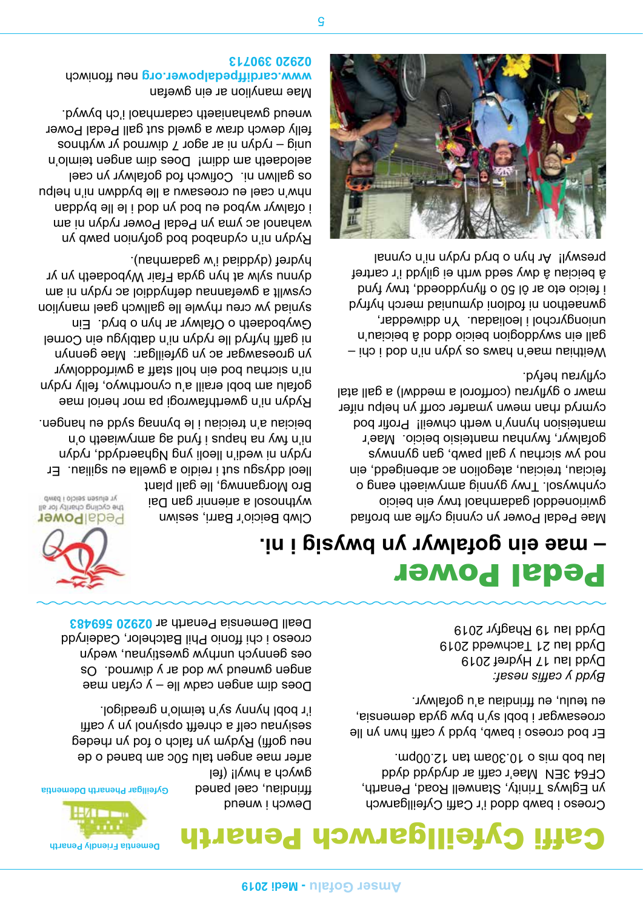# Caffi Cyfeillgarwch Penarth

Croeso i bawb ddod i'r Caffi Cyfeillgarwch yn Eglwys Trinity, Stanwell Road, Penarth, CF64 3EN. Mae'r caffi ar agor bob dydd Mercher o 10.30am tan 12.00pm.

Er bod croeso i bawb, bydd y caffi hwn yn lle croesawgar i bobl sy'n byw gyda dementia, eu teulu, eu ffrindiau a'u gofalwyr.

*Bydd y caffis nesaf:*
Dydd Iau 17 Hydref 2019
Dydd Iau 21 Tachwedd 2019
Dydd Iau 19 Rhagfyr 2019

Dewch i weld ffrindiau, cael paned gwych a hwyl! (fel arfer mae angen talu 50c am baned o de neu goffi) Rydym yn falch o fod yn rhedeg sesiynau celf a chrefft opsiynol yn y caffi i'r bobl hynny sy'n teimlo'n greadigol.

Does dim angen cadw lle – y cyfan mae angen gwneud yw dod ar y diwrnod. Os oes gennych unrhyw gwestiynau, wedyn croeso i chi ffonio Phil Batchelor, Cadeirydd Deall Dementia Penarth ar **02920 569483**

Dementia Friendly Penarth
Gyfeillgar Penarth Ddementia

# Pedal Power – mae ein gofalwyr yn bwysig i ni.

Mae Pedal Power yn cynnig cyfle am brofiad gwirioneddol gadarnhaol trwy ein beicio cynhwysol. Trwy gynnig amrywiaeth eang o feiciau, treiciau, ategolion ac arbenigedd, ein nod yw sicrhau y gall pawb, gan gynnwys gofalwyr, fwynhau manteision beicio. Mae'r manteision hynny'n werth chweil! Profir bod cymryd rhan mewn ymarfer corff yn helpu nifer mawr o gyflyrau (corfforol a meddwl) a gall atal cyflyrau hefyd.

Weithiau mae'n haws os ydym ni'n dod i chi – gall ein swyddogion beicio ddod â beiciau'n uniongyrchol i leoliadau. Y'n diweddar, gweithion ni ochr yn ochr â dymuniad merch hyfryd i feicio eto ar ôl 50 o flynyddoedd, trwy fynd â beiciau â dwy sedd wrth ei gilydd i'r cartref preswyl! Ar hyn o bryd rydym ni'n cynnal

Clwb Beicio'r Barri, sesiwn wythnosol a ariennir gan Dai Bro Morgannwg, lle gall plant lleol ddysgu sut i reidio a gwella eu sgiliau. Er rydym ni wedi'n lleoli yng Nghaerdydd, rydym ni'n fwy na hapus i fynd ag amrywiaeth o'n beiciau a'n treiciau i le bynnag sydd eu hangen.

Rydym ni'n gwerthfawrogi pa mor heriol mae gofalu am bobl eraill a'u cynorthwyo, felly rydym ni'n sicrhau bod ein holl staff a gwirfoddolwyr yn groesawgar ac yn gyfeillgar. Mae gennym ni gaffi hyfryd lle rydym ni'n datblygu ein Cornel Gwybodaeth o Ofalwyr ar hyn o bryd. Ein syniad yw creu rhywle lle gallwch gael manylion cyswllt a gwefannau defnyddiol ac rydym ni am dynnu sylw at hyn gyda Ffair Wybodaeth yn yr hydref (dyddiad i'w gadarnhau).

Rydym ni'n cydnabod bod gofynion pawb yn wahanol ac yma yn Pedal Power rydym ni am i ofalwyr wybod eu bod yn dod i le lle byddan nhw'n cael eu croesawu a lle byddwn ni'n helpu os gallwn ni. Cofiwch fod gofalwyr yn cael eu beicio am ddim! Does dim angen teimlo'n unig – rydyn ni ar agor 7 diwrnod yr wythnos felly dewch draw a gweld sut gall Pedal Power wneud gwahaniaeth cadarnhaol i'ch bywyd.

Mae manylion ar ein gwefan **www.cardiffpedalpower.org** neu ffoniwch **02920 390713**

PedalPower
the cycling charity for all
yr elusen seiclo i bawb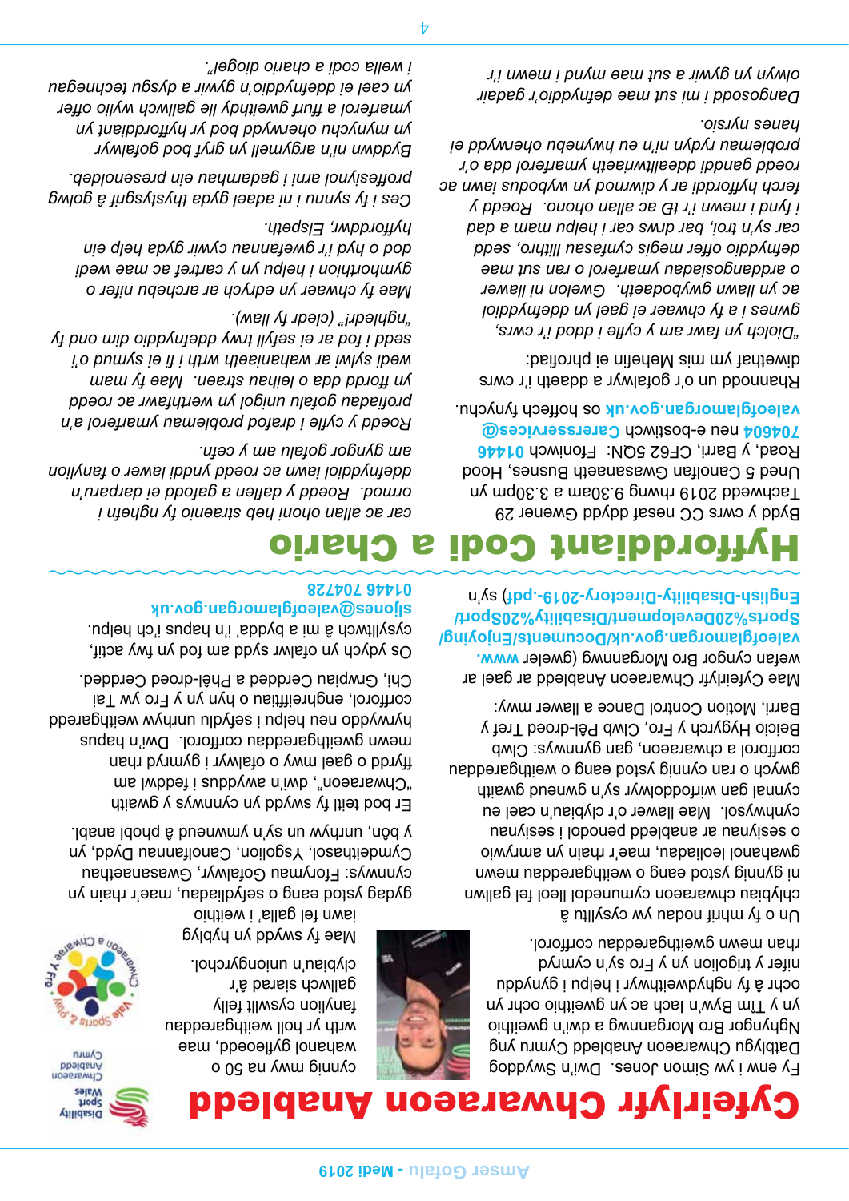# Cyfeirlyfr Chwaraeon Anabledd

Fy enw i yw Simon Jones. Dw'n Swyddog Datblygu Chwaraeon Anabledd Cymru ym Nghyngor Bro Morgannwg a dw'n gweithio yn y Tîm Byw'n Iach ac yn gweithio'n agos gyda'r tîm i helpu i gynyddu ochr y gwaith o ddatblygu chwaraeon anabl yn y Fro. Mae'r cynllun yn cynnwys rhannu arfer da a gwybodaeth.

Un o'r prif nodau yw cysylltu â chlybiau chwaraeon cymunedol lleol fel gallwn ni gynnig ystod eang o weithgareddau mewn gwahanol leoliadau, mae'r rhain yn amrywio o sesiynau ar anabledd penodol i sesiynau cynhwysol. Mae llawer o'r clybiau'n cael eu cynnal gan wirfoddolwyr sy'n gwneud gwaith gwych o ran cynnig ystod eang o weithgareddau corfforol a chwaraeon, gan gynnwys: Clwb Beicio Hygyrch y Fro, Clwb Pêl-droed Tref y Barri, Motion Control Dance a llawer mwy.

Mae Cyfeirlyfr Chwaraeon Anabled ar gael ar wefan cyngor Bro Morgannwg (gweler www.valeofglamorgan.gov.uk/Documents/Enjoying/Sports%20Development/Disability%20Sport/English-Disability-Directory-2019-.pdf) sy'n cynnig mwy na 50 o wahanol gyfleoedd, mae wrth yr holl weithgareddau fanylion cyswllt felly gallwch siarad â'r clybiau'n uniongyrchol.

Mae fy swydd yn hyblyg iawn fel galla' i weithio gydag ystod eang o sefydliadau, mae'r rhain yn cynnwys: Fforymau Gofalwyr, Gwasanaethau Cymdeithasol, Ysgolion, Canolfannau Dydd, yn y bôn, unrhyw un sy'n ymwneud â phobl anabl.

Er bod teitl fy swydd yn cynnwys y gair "Chwaraeon", dw'n awyddus i feddwl am ffyrdd o gael mwy o ofalwyr i gymryd rhan mewn gweithgareddau corfforol. Dw'n hapus hyrwyddo neu helpu i sefydlu unrhyw weithgaredd corfforol, enghreifftiau o hyn yn y Fro yw Tai Chi, Grwpiau Cerdded a Phêl-droed Cerdded.

Os ydych yn ofalwr sydd am fod yn fwy actif, cysylltwch â mi a bydda' i'n hapus i'ch helpu.
**sljones@valeofglamorgan.gov.uk**
**01446 704728**

# Hyfforddiant Codi a Chario

Bydd y cwrs CC nesaf ddydd Gwener 29 Tachwedd 2019 rhwng 9.30am a 3.30pm yn Uned 5 Canolfan Gwasanaethau Busnes, Hood Road, y Barri, CF62 5QN. Ffoniwch **01446 704604** neu e-bostiwch **Carerservices@valeofglamorgan.gov.uk** os hoffech fynychu.

Rhannodd un o'r gofalwyr a ddaeth i'r cwrs diwethaf ym mis Mehefin ei phrofiad:

"Diolch yn fawr am y cyfle i fod i'r cwrs, gwnes i a fy chwaer ei gael yn ddefnyddiol ac yn llawn gwybodaeth. Gwelon ni lawer o ardangosiadau ymarferol o ran sut mae defnyddio offer megis cynfasau llithro, sedd car sy'n troi, bar drws car i helpu mam a dad i fynd i mewn i'r tŷ ac allan ohono. Roedd y ferch hyfforddi ar y diwrnod yn wybodus iawn ac roedd ganddi ddealltwriaeth ymarferol dda o'r problemau rydyn ni'n eu hwynebu oherwydd ei hanes nyrsio.

Dangosodd i mi sut mae defnyddio'r gadair olwyn yn gywir a sut mae mynd i mewn i'r car ac allan ohoni heb straenio fy nghefn i ormod. Roedd y diffen a gafodd ei darparu'n ddefnyddiol iawn ac roedd ynddi lawer o fanylion am gyngor gofalu am y cefn.

Roedd y cyfle i drafod problemau ymarferol a'n profiadau gofalu unigol yn werthfawr ac roedd yn fforddd dda o leihau straen. Mae fy mam wedi syrthio ar wahanol adegau a doedd dim ond fy nghefn fy hun ac y gallwn ei godi i wneud hyn felly mae fy nghefn wedi brifo ("cleisio" fy llaw).

Mae fy chwaer yn edrych ar archebu nifer o gymhorthion i helpu yn y cartref ac mae wedi bod o hyd i'r gwefannau cywir gyda help ein hyfforddwr, Elspeth.

Ces i fy synnu i ni gael gyda thystysgrif â golwg broffesiynol arni i gadarnhau ein presenoldeb.

Byddwn ni'n argymell yn fawr bod gofalwyr yn mynychu oherwydd bod yr hyfforddiant yn ymarferol a fforddiaduwy felly gallwch wylio offer yn cael ei ddefnyddio'n gywir a dysgu technegau i wella codi a chario diogel".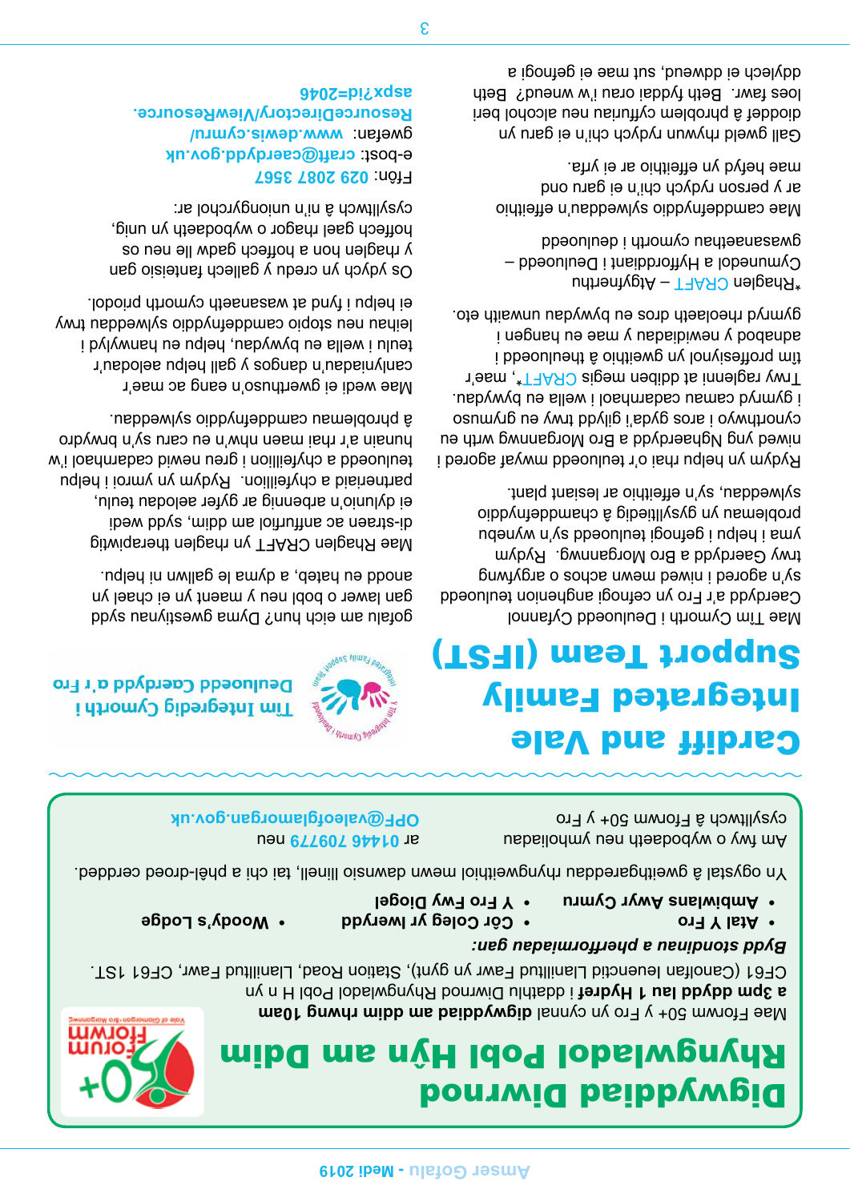# Digwyddiad Diwrnod Rhyngwladol Pobl Hŷn am Ddim

Mae Fforwm 50+ y Fro yn cynnal **digwyddiad am ddim rhwng 10am a 3pm ddydd Iau 1 Hydref** i ddathlu Diwrnod Rhyngwladol Pobl H n yn y CF61 (Canolfan Ieuenctid Llanilltud Fawr yn gynt), Station Road, Llanilltud Fawr, CF61 1ST.

*Bydd stondinau a pherfformiadau gan:*

- **Atal Y Fro**
- **Ambiwlans Awyr Cymru**
- **Côr Coleg yr Iwerydd**
- **Y Fro Fwy Diogel**
- **Woody's Lodge**

Yn ogystal â gweithgareddau rhyngweithiol mewn dawnsio llinell, tai chi a phêl-droed cerdded.

Am fwy o wybodaeth neu ymholiadau cysylltwch â Fforwm 50+ y Fro ar **01446 709779** neu **OPF@valeofglamorgan.gov.uk**

# Cardiff and Vale Integrated Family Support Team (IFST)

**Tîm Integredig Cymorth i Deuluoedd Caerdydd a'r Fro**

Mae Tîm Cymorth i Deuluoedd Cyfannol Caerdydd a'r Fro yn cefnogi anghenion teuluoedd sy'n agored i niwed mewn achos o argyfwng twy Gaerdydd a Bro Morgannwg. Rydym yma i helpu i gefnogi teuluoedd sy'n wynebu problemau yn gysylltiedig â chamddefnyddio sylweddau, sy'n effeithio ar lesiant plant.

Rydym yn helpu rhai o'r teuluoedd mwyaf agored i niwed yng Nghaerdydd a Bro Morgannwg wrth eu cynorthwyo i aros gyda'i gilydd trwy eu grymuso i gymryd camau cadarnhaol i wella eu bywydau. Trwy raglenni at ddiben megis CRAFT*, mae'r tîm proffesiynol yn gweithio â theuluoedd i adnabod y newidiadau y mae eu hangen i gymryd rheolaeth dros eu bywydau unwaith eto.

*Rhaglen CRAFT – Atgyfnerthu Cymunedol a Hyfforddiant i Deuluoedd – gwasanaethau cymorth i deuluoedd

Mae camddefnyddio sylweddau'n effeithio ar y person rydych chi'n ei garu ond mae hefyd yn effeithio arnoch chi.

Gall gweld rhywun rydych chi'n ei garu yn dioddef â phroblem cyffuriau neu alcohol beri loes fawr. Beth fyddai orau i'w wneud? Beth ddylech ei ddweud, sut mae ei gefnogi a gofalu am eich hun? Dyma gwestiynau sydd gan lawer o bobl neu y maent yn ei chael yn anodd eu hateb, a dyma le gallwn ni helpu.

Mae Rhaglen CRAFT yn rhaglen therapiwtig di-straen ac anffurfiol am ddim, sydd wedi ei dylunio'n arbennig ar gyfer aelodau teulu, partneriaid a chyfeillion. Rydym yn ymroi i helpu teuluoedd a chyfeillion i greu newid cadarnhaol i'w hunain a'r rhai maen nhw'n eu caru sy'n brwydro â phroblemau camddefnyddio sylweddau.

Mae wedi ei gwerthuso'n eang ac mae'r canlyniadau'n dangos y gall helpu aelodau'r teulu i wella eu bywydau, helpu eu hanwylyd i leihau neu stopio camddefnyddio sylweddau trwy ei helpu i fynd at wasanaeth cymorth priodol.

Os ydych yn credu y gallech fanteisio gan y rhaglen hon a hoffech gadw lle neu os hoffech gael rhagor o wybodaeth yn unig, cysylltwch â ni'n uniongyrchol ar:

Ffôn: **029 2087 3567**
e-bost: **craft@caerdydd.gov.uk**
gwefan: **www.dewis.cymru/ResourceDirectory/ViewResource.aspx?id=2046**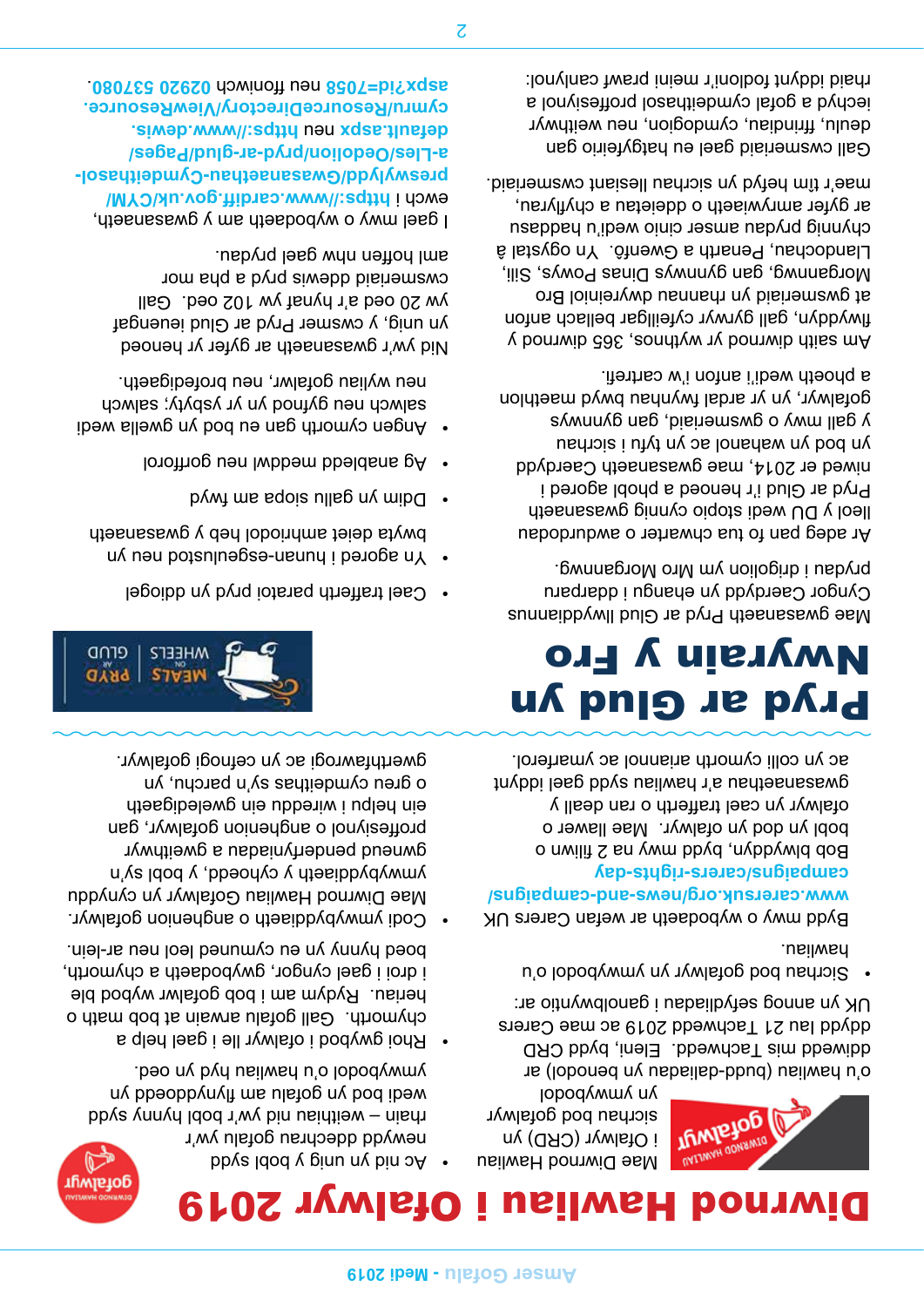# Diwrnod Hawliau i Ofalwyr 2019

Mae Diwrnod Hawliau i Ofalwyr (CRD) yn sicrhau bod gofalwyr yn ymwybodol o'u hawliau (budd-daliadau) neu ar ddiwedd sis Tachwedd. Eleni, bydd CRD ddydd Iau 21 Tachwedd 2019 ac mae Carers UK yn annog sefydliadau i ganolbwyntio ar:

- Sicrhau bod gofalwyr yn ymwybodol o'u hawliau.

Bydd mwy o wybodaeth ar wefan Carers UK **www.carersuk.org/news-and-campaigns/campaigns/carers-rights-day**

Bob blwyddyn, bydd mwy na 2 filiwn o bobl yn bod yn ofalwyr. Mae llawer o ofalwyr yn cael trafferth o ran deall y gwasanaethau a'r hawliau sydd gael iddynt ac yn colli cymorth ariannol ac ymarferol.

- Ac nid yn unig y bod sydd newydd ddechrau gofalu yw'r rhain – weithiau nid yw'r bobl hynny sydd wedi bod yn gofalu am flynyddoedd yn ymwybodol o'u hawliau hyd yn oed.
- Rhoi gwybod i ofalwyr lle i gael help a chymorth. Gall gofalu arwain at bob math o heriau. Rydym am i bob gofalwr wybod ble i droi i gael cyngor, gwybodaeth a chymorth, boed hynny yn y cymuned neu lle neu ar-lein.
- Codi ymwybyddiaeth o anghenion gofalwyr. Mae Diwrnod Hawliau Gofalwyr yn cynnig ymwybyddiaeth y cyhoedd, y bobl sy'n gwneud penderfyniadau a gweithwyr proffesiynol o anghenion gofalwyr, gan ein helpu i wireddu ein gweledigaeth o greu cymdeithas sy'n parchu, yn gwerthfawrogi ac yn cefnogi gofalwyr.

# Pryd ar Glud yn Nwyrain y Fro

Mae gwasanaeth Pryd ar Glud llwyddiannus Cyngor Caerdydd yn ehangu i ddarparu prydau i drigolion ym Mro Morgannwg.

Ar adeg pan fo tua chwarter o awdurdodau lleol y DU wedi stopio cynnig gwasanaeth Pryd ar Glud i'r henoed a phobl agored i niwed er 2014, mae gwasanaeth Caerdydd yn bod yn llwyddiant ac yn tyfu i sicrhau y gall mwy o gwsmeriaid, gan gynnwys gofalwyr, yn yr ardal fwynhau bwyd maethlon a phoeth wedi'i anfon i'w cartref.

Am saith diwrnod yr wythnos, 365 diwrnod y flwyddyn, gall gyrwyr cyfeillgar bellach anfon at gwsmeriaid yn rhannau dwyreiniol Bro Morgannwg, gan gynnwys Dinas Powys, Sili, Llandochau, Penarth a Gwenfô. Yn ogystal â chynnig prydau amser cinio wedi'u haddasu ar gyfer amrywiaeth o ddeietau a chyflyrau, mae'r tîm hefyd yn sicrhau lles cwsmeriaid.

Gall cwsmeriaid gael eu hatgyfeirio gan deulu, ffrindiau, cymdogion, neu weithwyr iechyd a gofal cymdeithasol proffesiynol a rhaid iddynt fodloni'r meini prawf canlynol:

- Cael trafferth paratoi pryd yn ddiogel
- Yn agored i hunan-esgeulustod neu yn bwyta deiet amhriodol heb y gwasanaeth
- Dim yn gallu siopa am fwyd
- Ag anabledd meddwl neu gorfforol
- Angen cymorth gan eu bod yn gwella wedi salwch neu gyfnod yn yr ysbyty; salwch neu wyliau gofalwr, neu brofedigaeth.

Nid yw'r gwasanaeth ar gyfer yr henoed yn unig, y cwsmer Pryd ar Glud ieuengaf yw 20 oed a'r hynaf yw 102 oed. Gall cwsmeriaid ddewis pryd a pha mor aml hoffen nhw gael prydau.

I gael mwy o wybodaeth am y gwasanaeth, ewch i **https://www.cardiff.gov.uk/CYM/preswylwyr/Gwasanaethau-Cymdeithasol-a-Les/Oedolion/pryd-ar-glud/Pages/default.aspx** neu **https://www.dewis.cymru/ResourceDirectory/ViewResource.aspx?id=7058** neu ffoniwch **02920 537080**.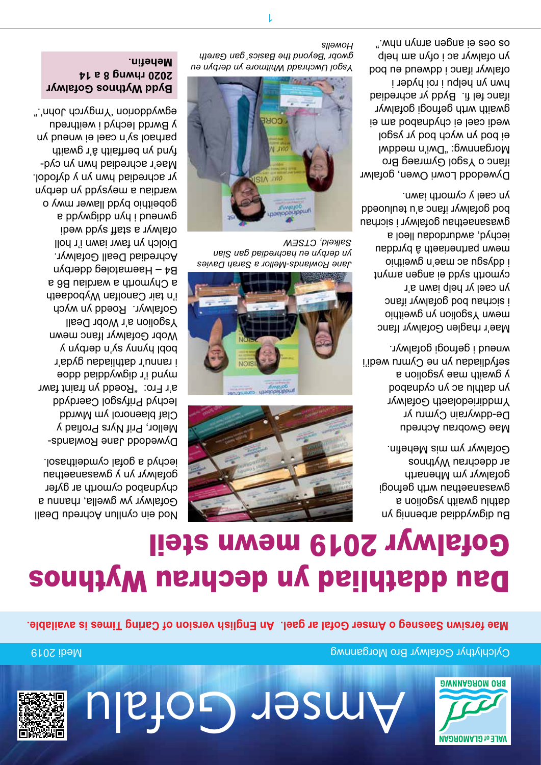# Amser Gofalu

Cylchlythyr Gofalwyr Bro Morgannwg

Medi 2019

**Mae fersiwn Saesneg o Amser Gofal ar gael. An English version of Caring Times is available.**

# Dau ddathliad yn dechrau Wythnos Gofalwyr 2019 mewn steil

Bu digwyddiad arbennig yn dathlu gwaith ysgolion a gwasanaethau wrth gefnogi gofalwyr ym Mhenarth ar ddechrau Wythnos Gofalwyr ym mis Mehefin.

Mae Gwobrau Achredu De-ddwyrain Cymru yr Ymddiriedolaeth Gofalwyr yn dathlu ac yn cydnabod y gwaith mae ysgolion a sefydliadau yn ne Cymru wedi'i wneud i gefnogi gofalwyr.

Mae'r rhaglen Gofalwyr Ifanc mewn Ysgolion yn gweithio i sicrhau bod gofalwyr ifanc yn cael yr help iawn a'r cymorth sydd ei angen arnynt i ddysgu ac mae'n gweithio mewn partneriaeth â byrddau iechyd, awdurdodau lleol a gwasanaethau gofalwyr i sicrhau bod gofalwyr ifanc a'u teuluoedd yn cael y cymorth iawn.

Dywedodd Lowri Owen, gofalwr ifanc o Ysgol Gymraeg Bro Morgannwg: "Dwi'n meddwl ei bod yn wych bod yr ysgol wedi cael ei chydnabod am ei gwaith wrth gefnogi gofalwyr ifanc fel fi. Bydd yr achrediad hwn yn helpu i roi hyder i ofalwyr ifanc i ddweud na bod yn ofalwyr ac i ofyn am help os oes ei angen arnyn nhw."

*Ysgol Uwchradd Whitmore yn derbyn eu gwobr 'Beyond the Basics' gan Gareth Howells*

*Jane Rowlands-Mellor a Sarah Davies yn derbyn eu hachrediad gan Sian Salkeld, CTSEW*

Nod ein cynllun Achredu Deall Gofalwyr yw gwella, rhannu a chydnabod cymorth ar gyfer gofalwyr yn y gwasanaethau iechyd a gofal cymdeithasol.

Dywedodd Jane Rowlands-Mellor, Prif Nyrs, Profiad y Claf blaenorol ym Mwrdd Iechyd Prifysgol Caerdydd a'r Fro: "Roedd yn fraint fawr mynd i'r digwyddiad dode i rannu'r dathliadau gyda'r bobl hynny sy'n derbyn y Wobr Gofalwyr Ifanc mewn Ysgolion a'r Wobr Deall Gofalwyr. Roedd yn wych i'n tair Canolfan Wybodaeth a Chymorth a wardiau B6 a B4 – Haematoleg dderbyn Achrediad Deall Gofalwyr. Diolch yn fawr iawn i'r holl ofalwyr a staff sydd wedi gwneud i hyn ddigwydd a gobeithio bydd llawer mwy o wardiau a meysydd yn derbyn yr achrediad hwn yn y dyfodol. Mae'r achrediad hwn yn cyd-fynd yn berffaith â'r gwaith parhaol sy'n cael ei wneud yn y Bwrdd Iechyd i weithredu egwyddorion 'Ymgyrch John'."

**Bydd Wythnos Gofalwyr 2020 rhwng 8 a 14 Mehefin.**